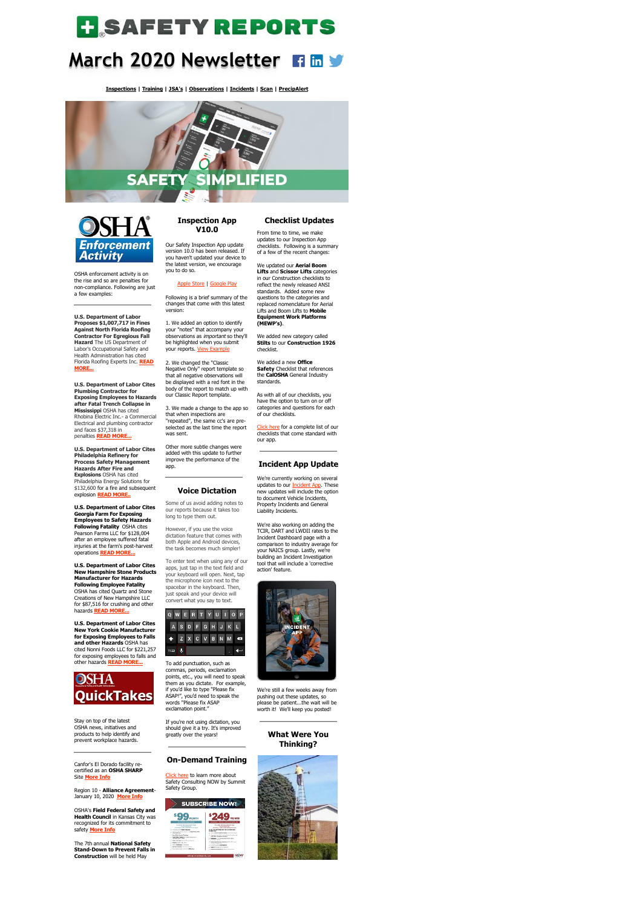# SAFETY REPORTS

## March 2020 Newsletter

**Inspections** | **Training** | **JSA's** | **Observations** | **Incidents** | **Scan** | **PrecipAlert**

SAFETY SIMPLIFIED

## OSHA Enforcement Activity

OSHA enforcement activity is on the rise and so are penalties for non-compliance. Following are just a few examples:

**U.S. Department of Labor Proposes $1,007,717 in Fines Against North Florida Roofing Contractor For Egregious Fall Hazard** The US Department of Labor's Occupational Safety and Health Administration has cited Florida Roofing Experts Inc. **READ MORE...**

**U.S. Department of Labor Cites Plumbing Contractor for Exposing Employees to Hazards after Fatal Trench Collapse in Mississippi** OSHA has cited Rhobina Electric Inc.- a Commercial Electrical and plumbing contractor and faces $37,318 in penalties **READ MORE...**

**U.S. Department of Labor Cites Philadelphia Refinery for Process Safety Management Hazards After Fire and Explosions** OSHA has cited Philadelphia Energy Solutions for $132,600 for a fire and subsequent explosion **READ MORE...**

**U.S. Department of Labor Cites Georgia Farm For Exposing Employees to Safety Hazards Following Fatality** OSHA cites Pearson Farms LLC for $128,004 after an employee suffered fatal injuries at the farm's post-harvest operations **READ MORE...**

**U.S. Department of Labor Cites New Hampshire Stone Products Manufacturer for Hazards Following Employee Fatality** OSHA has cited Quartz and Stone Creations of New Hampshire LLC for $87,516 for crushing and other hazards **READ MORE...**

**U.S. Department of Labor Cites New York Cookie Manufacturer for Exposing Employees to Falls and other Hazards** OSHA has cited Nonni Foods LLC for $221,257 for exposing employees to falls and other hazards **READ MORE...**

## OSHA QuickTakes

Stay on top of the latest OSHA news, initiatives and products to help identify and prevent workplace hazards.

Canfor's El Dorado facility re-certified as an **OSHA SHARP** Site **More Info**

Region 10 - **Alliance Agreement**- January 10, 2020 **More Info**

OSHA's **Field Federal Safety and Health Council** in Kansas City was recognized for its commitment to safety **More Info**

The 7th annual **National Safety Stand-Down to Prevent Falls in Construction** will be held May

## Inspection App V10.0

Our Safety Inspection App update version 10.0 has been released. If you haven't updated your device to the latest version, we encourage you to do so.

Apple Store | Google Play

Following is a brief summary of the changes that come with this latest version:

1. We added an option to identify your "notes" that accompany your observations as *important* so they'll be highlighted when you submit your reports. View Example

2. We changed the "Classic Negative Only" report template so that all negative observations will be displayed with a red font in the body of the report to match up with our Classic Report template.

3. We made a change to the app so that when inspections are "repeated", the same cc's are pre-selected as the last time the report was sent.

Other more subtle changes were added with this update to further improve the performance of the app.

## Voice Dictation

Some of us avoid adding notes to our reports because it takes too long to type them out.

However, if you use the voice dictation feature that comes with both Apple and Android devices, the task becomes much simpler!

To enter text when using any of our apps, just tap in the text field and your keyboard will open. Next, tap the microphone icon next to the spacebar in the keyboard. Then, just speak and your device will convert what you say to text.

To add punctuation, such as commas, periods, exclamation points, etc., you will need to speak them as you dictate. For example, if you'd like to type "Please fix ASAP!", you'd need to speak the words "Please fix ASAP exclamation point."

If you're not using dictation, you should give it a try. It's improved greatly over the years!

## On-Demand Training

Click here to learn more about Safety Consulting NOW by Summit Safety Group.

## Checklist Updates

From time to time, we make updates to our Inspection App checklists. Following is a summary of a few of the recent changes:

We updated our **Aerial Boom Lifts** and **Scissor Lifts** categories in our Construction checklists to reflect the newly released ANSI standards. Added some new questions to the categories and replaced nomenclature for Aerial Lifts and Boom Lifts to **Mobile Equipment Work Platforms (MEWP's)**.

We added new category called **Stilts** to our **Construction 1926** checklist.

We added a new **Office Safety** Checklist that references the **CalOSHA** General Industry standards.

As with all of our checklists, you have the option to turn on or off categories and questions for each of our checklists.

Click here for a complete list of our checklists that come standard with our app.

## Incident App Update

We're currently working on several updates to our Incident App. These new updates will include the option to document Vehicle Incidents, Property Incidents and General Liability Incidents.

We're also working on adding the TCIR, DART and LWDII rates to the Incident Dashboard page with a comparison to industry average for your NAICS group. Lastly, we're building an Incident Investigation tool that will include a 'corrective action' feature.

We're still a few weeks away from pushing out these updates, so please be patient...the wait will be worth it! We'll keep you posted!

## What Were You Thinking?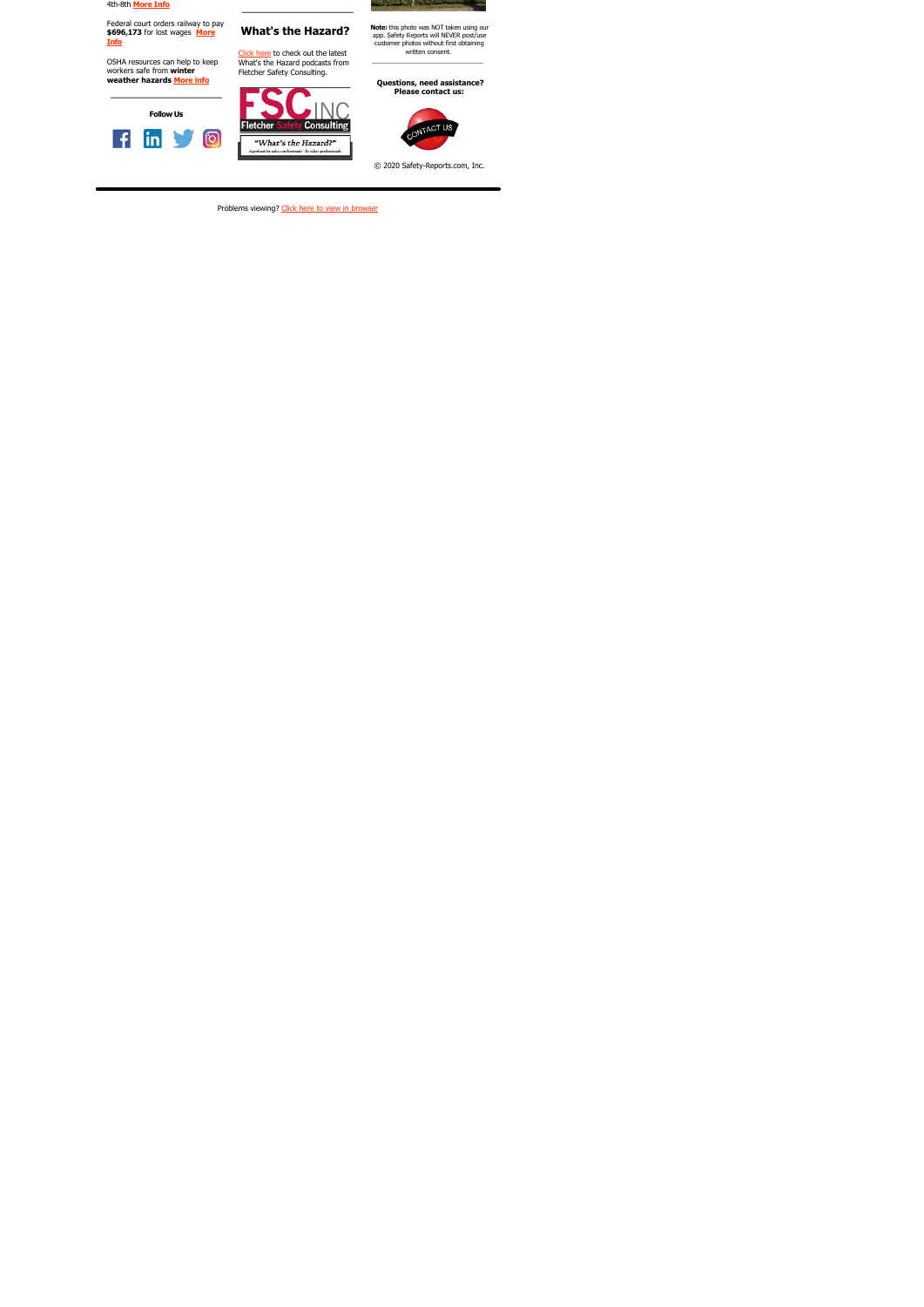4th-8th **More Info**

Federal court orders railway to pay **$696,173** for lost wages **More Info**

OSHA resources can help to keep workers safe from **winter weather hazards** **More info**

**Follow Us**

## What's the Hazard?

Click here to check out the latest What's the Hazard podcasts from Fletcher Safety Consulting.

FSC INC
Fletcher Safety Consulting
"What's the Hazard?"
A podcast for safety professionals - by safety professionals.

**Note:** this photo was NOT taken using our app. Safety Reports will NEVER post/use customer photos without first obtaining written consent.

**Questions, need assistance? Please contact us:**

CONTACT US

© 2020 Safety-Reports.com, Inc.

Problems viewing? Click here to view in browser